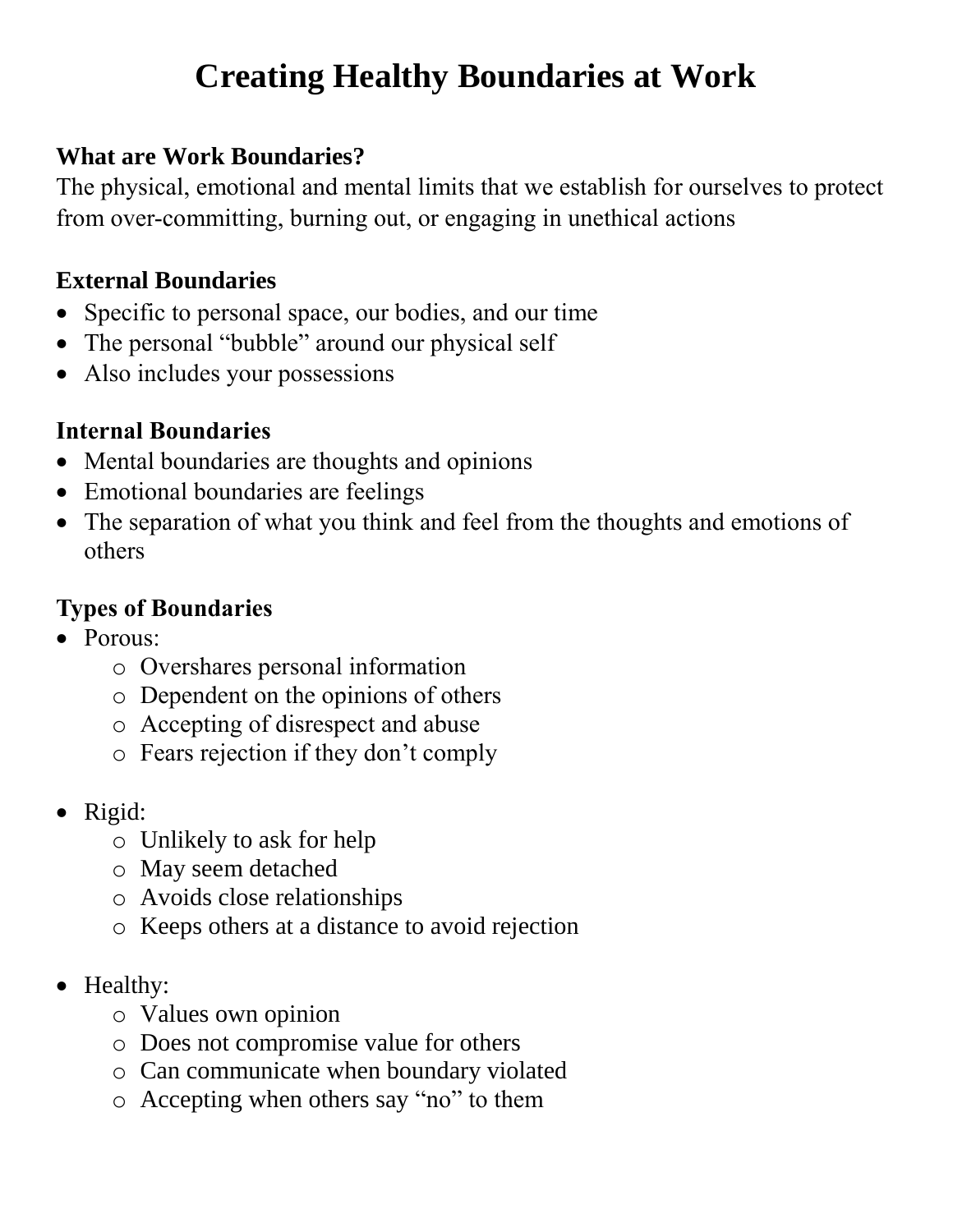# Creating Healthy Boundaries at Work

**What are Work Boundaries?**

The physical, emotional and mental limits that we establish for ourselves to protect from over-committing, burning out, or engaging in unethical actions

**External Boundaries**

- Specific to personal space, our bodies, and our time
- The personal "bubble" around our physical self
- Also includes your possessions

**Internal Boundaries**

- Mental boundaries are thoughts and opinions
- Emotional boundaries are feelings
- The separation of what you think and feel from the thoughts and emotions of others

**Types of Boundaries**

- Porous:
  - Overshares personal information
  - Dependent on the opinions of others
  - Accepting of disrespect and abuse
  - Fears rejection if they don't comply

- Rigid:
  - Unlikely to ask for help
  - May seem detached
  - Avoids close relationships
  - Keeps others at a distance to avoid rejection

- Healthy:
  - Values own opinion
  - Does not compromise value for others
  - Can communicate when boundary violated
  - Accepting when others say "no" to them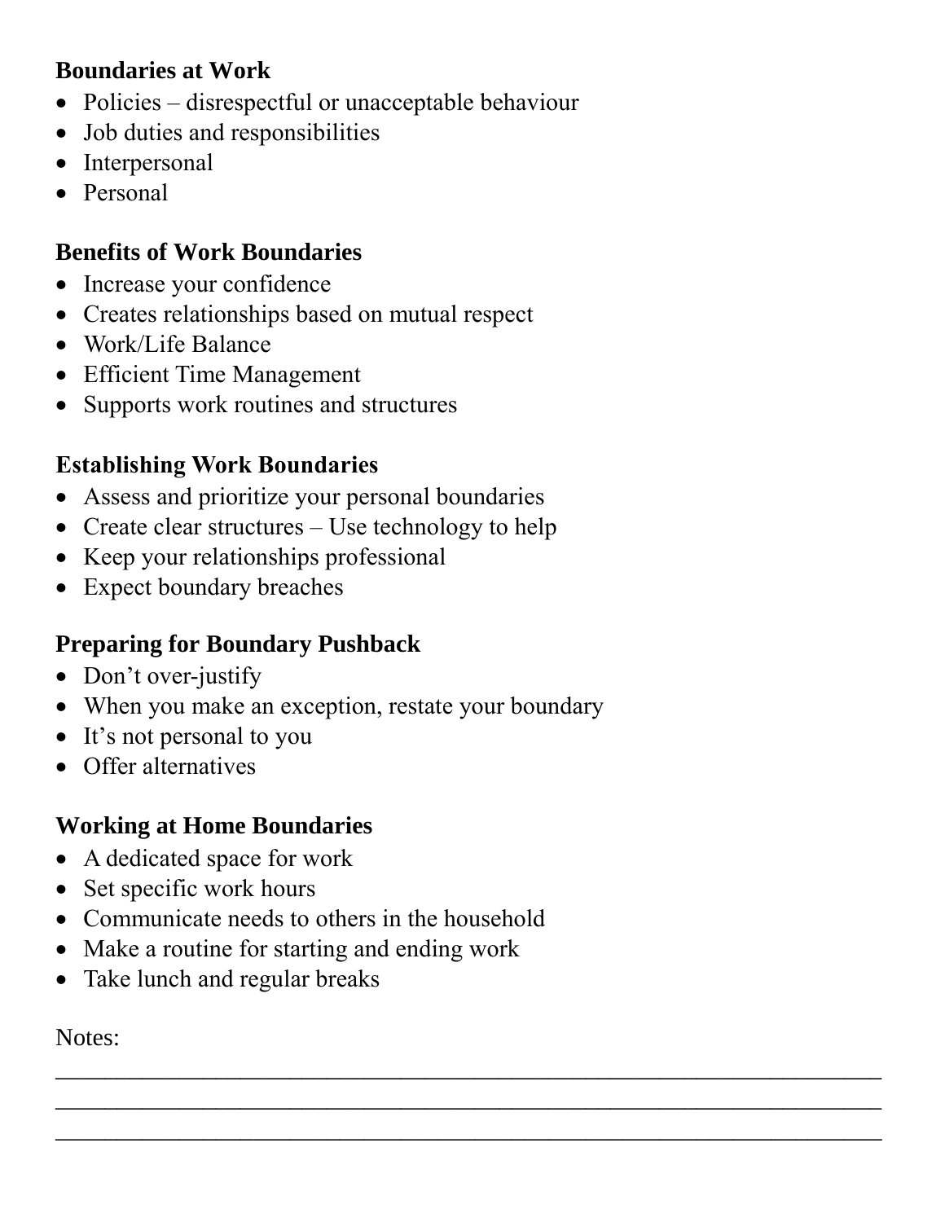**Boundaries at Work**

- Policies – disrespectful or unacceptable behaviour
- Job duties and responsibilities
- Interpersonal
- Personal

**Benefits of Work Boundaries**

- Increase your confidence
- Creates relationships based on mutual respect
- Work/Life Balance
- Efficient Time Management
- Supports work routines and structures

**Establishing Work Boundaries**

- Assess and prioritize your personal boundaries
- Create clear structures – Use technology to help
- Keep your relationships professional
- Expect boundary breaches

**Preparing for Boundary Pushback**

- Don't over-justify
- When you make an exception, restate your boundary
- It's not personal to you
- Offer alternatives

**Working at Home Boundaries**

- A dedicated space for work
- Set specific work hours
- Communicate needs to others in the household
- Make a routine for starting and ending work
- Take lunch and regular breaks

Notes:

\_\_\_\_\_\_\_\_\_\_\_\_\_\_\_\_\_\_\_\_\_\_\_\_\_\_\_\_\_\_\_\_\_\_\_\_\_\_\_\_\_\_\_\_\_\_\_\_\_\_\_\_\_\_\_\_\_\_\_\_\_\_\_\_\_\_\_\_\_\_\_\_

\_\_\_\_\_\_\_\_\_\_\_\_\_\_\_\_\_\_\_\_\_\_\_\_\_\_\_\_\_\_\_\_\_\_\_\_\_\_\_\_\_\_\_\_\_\_\_\_\_\_\_\_\_\_\_\_\_\_\_\_\_\_\_\_\_\_\_\_\_\_\_\_

\_\_\_\_\_\_\_\_\_\_\_\_\_\_\_\_\_\_\_\_\_\_\_\_\_\_\_\_\_\_\_\_\_\_\_\_\_\_\_\_\_\_\_\_\_\_\_\_\_\_\_\_\_\_\_\_\_\_\_\_\_\_\_\_\_\_\_\_\_\_\_\_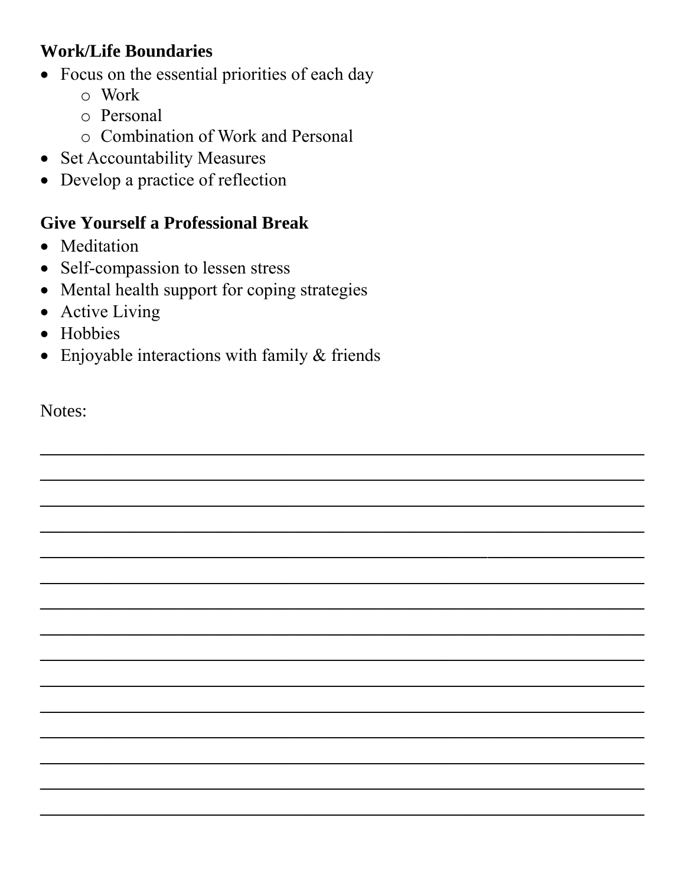**Work/Life Boundaries**

- Focus on the essential priorities of each day
  - Work
  - Personal
  - Combination of Work and Personal
- Set Accountability Measures
- Develop a practice of reflection

**Give Yourself a Professional Break**

- Meditation
- Self-compassion to lessen stress
- Mental health support for coping strategies
- Active Living
- Hobbies
- Enjoyable interactions with family & friends

Notes:

______________________________________________________________________________

______________________________________________________________________________

______________________________________________________________________________

______________________________________________________________________________

______________________________________________________________________________

______________________________________________________________________________

______________________________________________________________________________

______________________________________________________________________________

______________________________________________________________________________

______________________________________________________________________________

______________________________________________________________________________

______________________________________________________________________________

______________________________________________________________________________

______________________________________________________________________________

______________________________________________________________________________